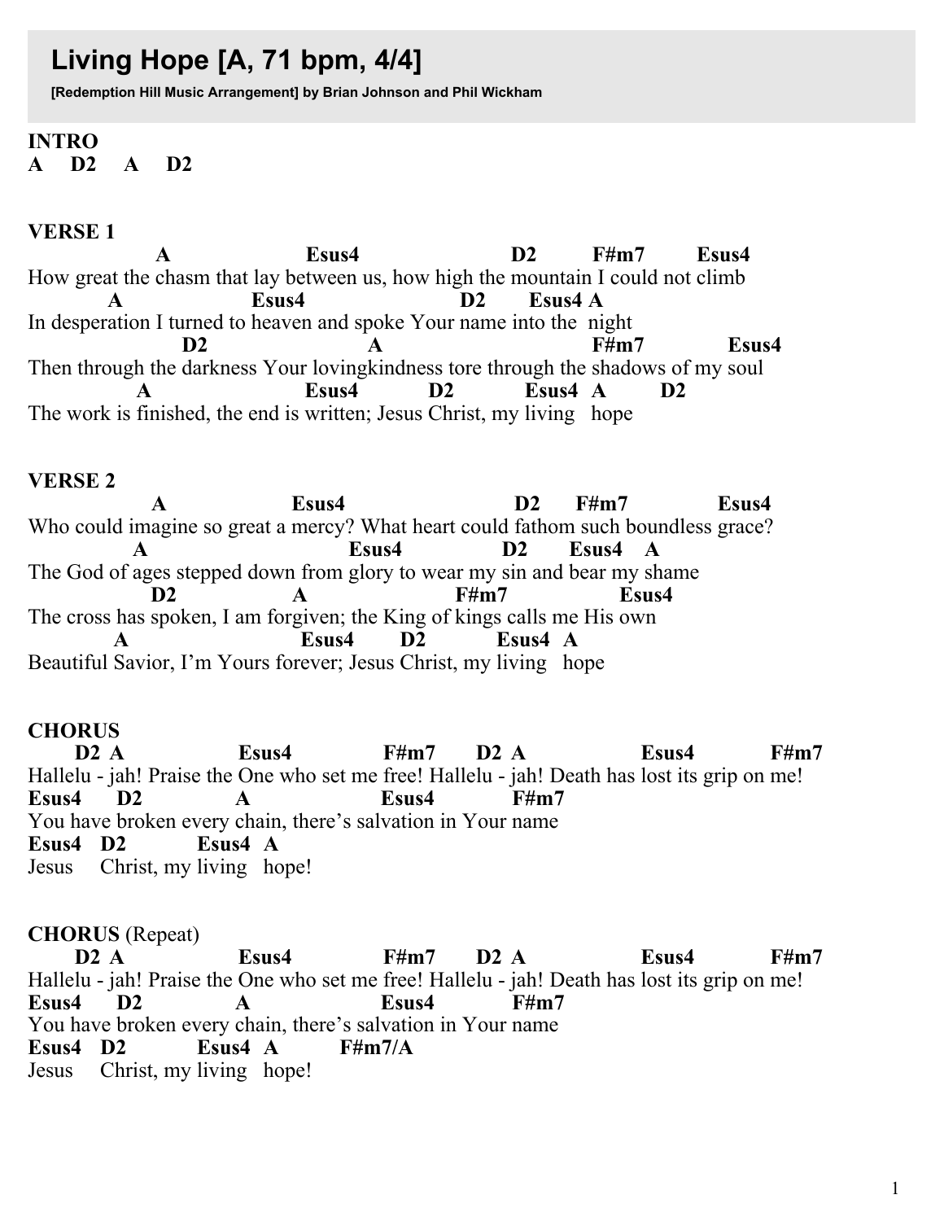# Living Hope [A, 71 bpm, 4/4]

**[Redemption Hill Music Arrangement] by Brian Johnson and Phil Wickham**

**INTRO**

**A D2 A D2**

**VERSE 1**

```
             A                   Esus4                     D2       F#m7      Esus4
How great the chasm that lay between us, how high the mountain I could not climb
        A              Esus4                 D2      Esus4 A
In desperation I turned to heaven and spoke Your name into the  night
                D2                  A                      F#m7          Esus4
Then through the darkness Your lovingkindness tore through the shadows of my soul
          A                 Esus4        D2        Esus4  A      D2
The work is finished, the end is written; Jesus Christ, my living   hope
```

**VERSE 2**

```
             A                Esus4                      D2     F#m7           Esus4
Who could imagine so great a mercy? What heart could fathom such boundless grace?
          A                        Esus4             D2      Esus4   A
The God of ages stepped down from glory to wear my sin and bear my shame
             D2             A               F#m7             Esus4
The cross has spoken, I am forgiven; the King of kings calls me His own
        A                   Esus4      D2        Esus4  A
Beautiful Savior, I'm Yours forever; Jesus Christ, my living   hope
```

**CHORUS**

```
      D2 A              Esus4          F#m7     D2 A              Esus4         F#m7
Hallelu - jah! Praise the One who set me free! Hallelu - jah! Death has lost its grip on me!
Esus4     D2          A                Esus4          F#m7
You have broken every chain, there's salvation in Your name
Esus4   D2         Esus4  A
Jesus     Christ, my living   hope!
```

**CHORUS** (Repeat)

```
      D2 A              Esus4          F#m7     D2 A              Esus4         F#m7
Hallelu - jah! Praise the One who set me free! Hallelu - jah! Death has lost its grip on me!
Esus4     D2          A                Esus4          F#m7
You have broken every chain, there's salvation in Your name
Esus4   D2         Esus4  A        F#m7/A
Jesus     Christ, my living   hope!
```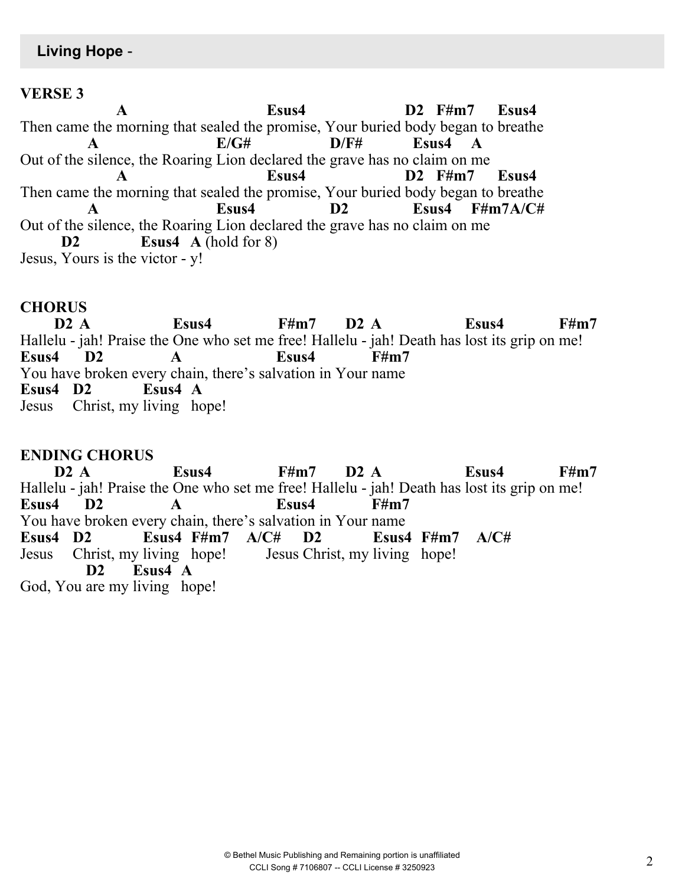## Living Hope -

**VERSE 3**

```
             A                           Esus4                    D2   F#m7      Esus4
Then came the morning that sealed the promise, Your buried body began to breathe
         A                     E/G#               D/F#         Esus4    A
Out of the silence, the Roaring Lion declared the grave has no claim on me
             A                           Esus4                    D2   F#m7      Esus4
Then came the morning that sealed the promise, Your buried body began to breathe
         A                     Esus4              D2           Esus4    F#m7A/C#
Out of the silence, the Roaring Lion declared the grave has no claim on me
      D2            Esus4   A (hold for 8)
Jesus, Yours is the victor - y!
```

**CHORUS**

```
      D2  A                Esus4              F#m7       D2  A                Esus4             F#m7
Hallelu - jah! Praise the One who set me free! Hallelu - jah! Death has lost its grip on me!
Esus4      D2              A                     Esus4             F#m7
You have broken every chain, there's salvation in Your name
Esus4   D2            Esus4   A
Jesus     Christ, my living   hope!
```

**ENDING CHORUS**

```
      D2  A                Esus4              F#m7       D2  A                Esus4             F#m7
Hallelu - jah! Praise the One who set me free! Hallelu - jah! Death has lost its grip on me!
Esus4      D2              A                     Esus4             F#m7
You have broken every chain, there's salvation in Your name
Esus4   D2            Esus4  F#m7    A/C#     D2           Esus4  F#m7    A/C#
Jesus     Christ, my living   hope!        Jesus Christ, my living   hope!
         D2        Esus4   A
God, You are my living   hope!
```

© Bethel Music Publishing and Remaining portion is unaffiliated
CCLI Song # 7106807 -- CCLI License # 3250923